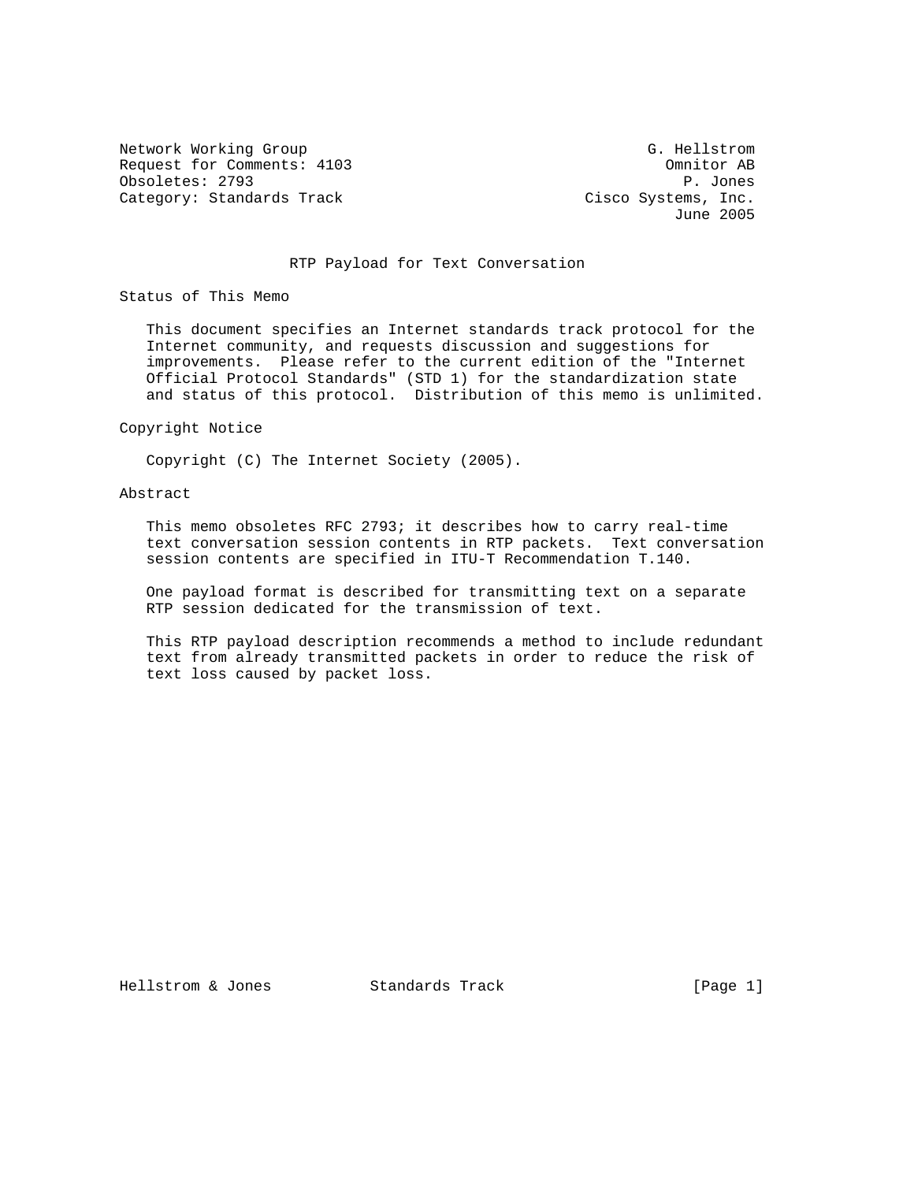Network Working Group                                       G. Hellstrom
Request for Comments: 4103                                    Omnitor AB
Obsoletes: 2793                                                 P. Jones
Category: Standards Track                            Cisco Systems, Inc.
                                                               June 2005

# RTP Payload for Text Conversation

## Status of This Memo

This document specifies an Internet standards track protocol for the Internet community, and requests discussion and suggestions for improvements. Please refer to the current edition of the "Internet Official Protocol Standards" (STD 1) for the standardization state and status of this protocol. Distribution of this memo is unlimited.

## Copyright Notice

Copyright (C) The Internet Society (2005).

## Abstract

This memo obsoletes RFC 2793; it describes how to carry real-time text conversation session contents in RTP packets. Text conversation session contents are specified in ITU-T Recommendation T.140.

One payload format is described for transmitting text on a separate RTP session dedicated for the transmission of text.

This RTP payload description recommends a method to include redundant text from already transmitted packets in order to reduce the risk of text loss caused by packet loss.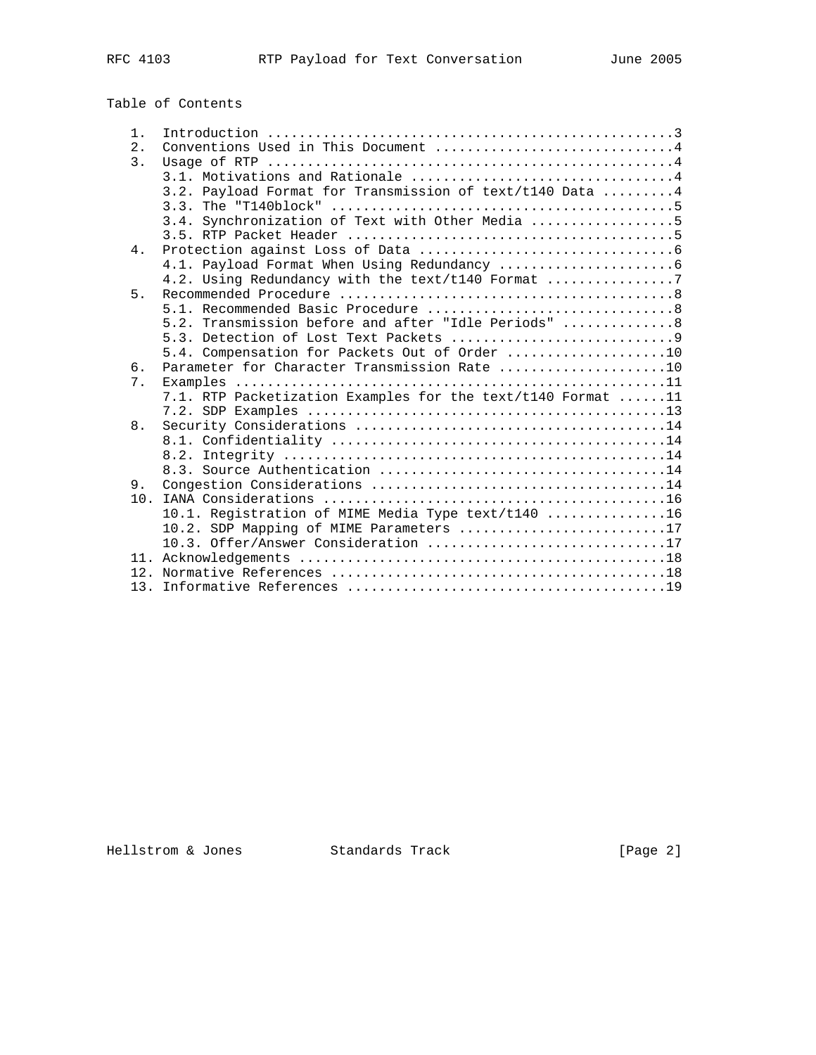# Table of Contents

```
   1. Introduction ....................................................3
   2. Conventions Used in This Document ...............................4
   3. Usage of RTP ....................................................4
      3.1. Motivations and Rationale ..................................4
      3.2. Payload Format for Transmission of text/t140 Data ..........4
      3.3. The "T140block" ............................................5
      3.4. Synchronization of Text with Other Media ...................5
      3.5. RTP Packet Header ..........................................5
   4. Protection against Loss of Data .................................6
      4.1. Payload Format When Using Redundancy .......................6
      4.2. Using Redundancy with the text/t140 Format .................7
   5. Recommended Procedure ...........................................8
      5.1. Recommended Basic Procedure ................................8
      5.2. Transmission before and after "Idle Periods" ...............8
      5.3. Detection of Lost Text Packets .............................9
      5.4. Compensation for Packets Out of Order .....................10
   6. Parameter for Character Transmission Rate ......................10
   7. Examples .......................................................11
      7.1. RTP Packetization Examples for the text/t140 Format .......11
      7.2. SDP Examples ..............................................13
   8. Security Considerations ........................................14
      8.1. Confidentiality ...........................................14
      8.2. Integrity .................................................14
      8.3. Source Authentication .....................................14
   9. Congestion Considerations ......................................14
   10. IANA Considerations ...........................................16
      10.1. Registration of MIME Media Type text/t140 ................16
      10.2. SDP Mapping of MIME Parameters ...........................17
      10.3. Offer/Answer Consideration ...............................17
   11. Acknowledgements ..............................................18
   12. Normative References ..........................................18
   13. Informative References ........................................19
```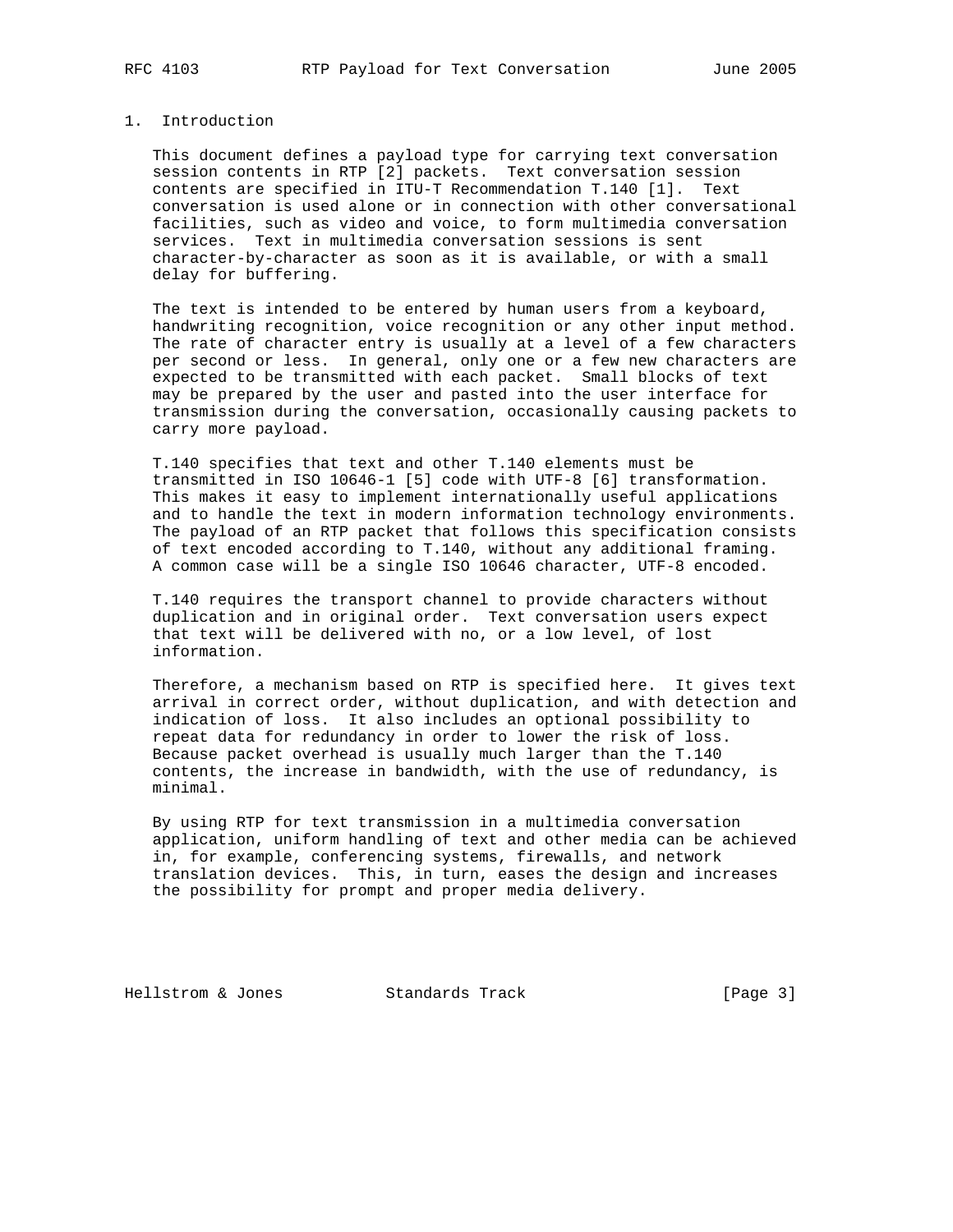# 1. Introduction

This document defines a payload type for carrying text conversation session contents in RTP [2] packets. Text conversation session contents are specified in ITU-T Recommendation T.140 [1]. Text conversation is used alone or in connection with other conversational facilities, such as video and voice, to form multimedia conversation services. Text in multimedia conversation sessions is sent character-by-character as soon as it is available, or with a small delay for buffering.

The text is intended to be entered by human users from a keyboard, handwriting recognition, voice recognition or any other input method. The rate of character entry is usually at a level of a few characters per second or less. In general, only one or a few new characters are expected to be transmitted with each packet. Small blocks of text may be prepared by the user and pasted into the user interface for transmission during the conversation, occasionally causing packets to carry more payload.

T.140 specifies that text and other T.140 elements must be transmitted in ISO 10646-1 [5] code with UTF-8 [6] transformation. This makes it easy to implement internationally useful applications and to handle the text in modern information technology environments. The payload of an RTP packet that follows this specification consists of text encoded according to T.140, without any additional framing. A common case will be a single ISO 10646 character, UTF-8 encoded.

T.140 requires the transport channel to provide characters without duplication and in original order. Text conversation users expect that text will be delivered with no, or a low level, of lost information.

Therefore, a mechanism based on RTP is specified here. It gives text arrival in correct order, without duplication, and with detection and indication of loss. It also includes an optional possibility to repeat data for redundancy in order to lower the risk of loss. Because packet overhead is usually much larger than the T.140 contents, the increase in bandwidth, with the use of redundancy, is minimal.

By using RTP for text transmission in a multimedia conversation application, uniform handling of text and other media can be achieved in, for example, conferencing systems, firewalls, and network translation devices. This, in turn, eases the design and increases the possibility for prompt and proper media delivery.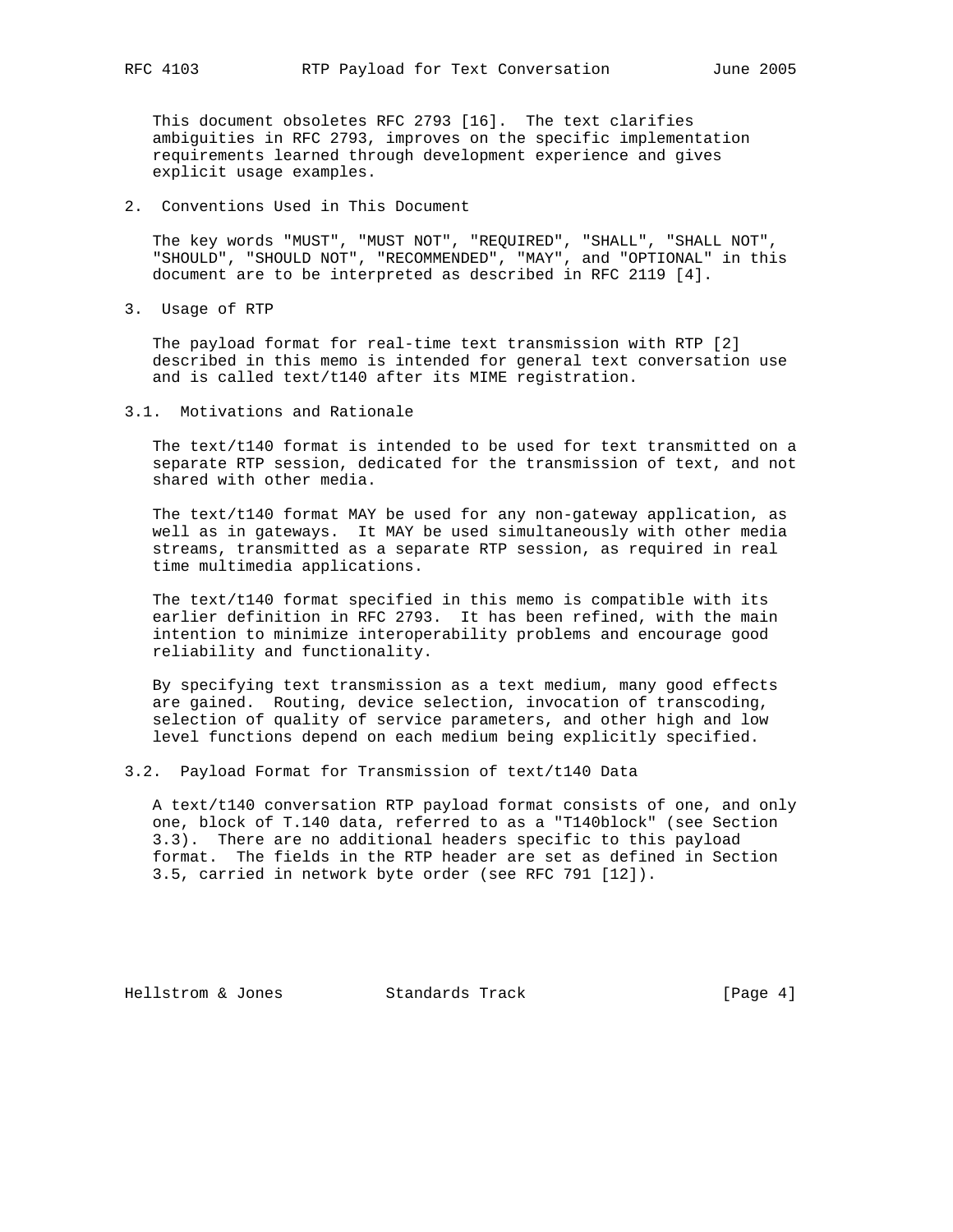This document obsoletes RFC 2793 [16]. The text clarifies ambiguities in RFC 2793, improves on the specific implementation requirements learned through development experience and gives explicit usage examples.

## 2. Conventions Used in This Document

The key words "MUST", "MUST NOT", "REQUIRED", "SHALL", "SHALL NOT", "SHOULD", "SHOULD NOT", "RECOMMENDED", "MAY", and "OPTIONAL" in this document are to be interpreted as described in RFC 2119 [4].

## 3. Usage of RTP

The payload format for real-time text transmission with RTP [2] described in this memo is intended for general text conversation use and is called text/t140 after its MIME registration.

### 3.1. Motivations and Rationale

The text/t140 format is intended to be used for text transmitted on a separate RTP session, dedicated for the transmission of text, and not shared with other media.

The text/t140 format MAY be used for any non-gateway application, as well as in gateways. It MAY be used simultaneously with other media streams, transmitted as a separate RTP session, as required in real time multimedia applications.

The text/t140 format specified in this memo is compatible with its earlier definition in RFC 2793. It has been refined, with the main intention to minimize interoperability problems and encourage good reliability and functionality.

By specifying text transmission as a text medium, many good effects are gained. Routing, device selection, invocation of transcoding, selection of quality of service parameters, and other high and low level functions depend on each medium being explicitly specified.

### 3.2. Payload Format for Transmission of text/t140 Data

A text/t140 conversation RTP payload format consists of one, and only one, block of T.140 data, referred to as a "T140block" (see Section 3.3). There are no additional headers specific to this payload format. The fields in the RTP header are set as defined in Section 3.5, carried in network byte order (see RFC 791 [12]).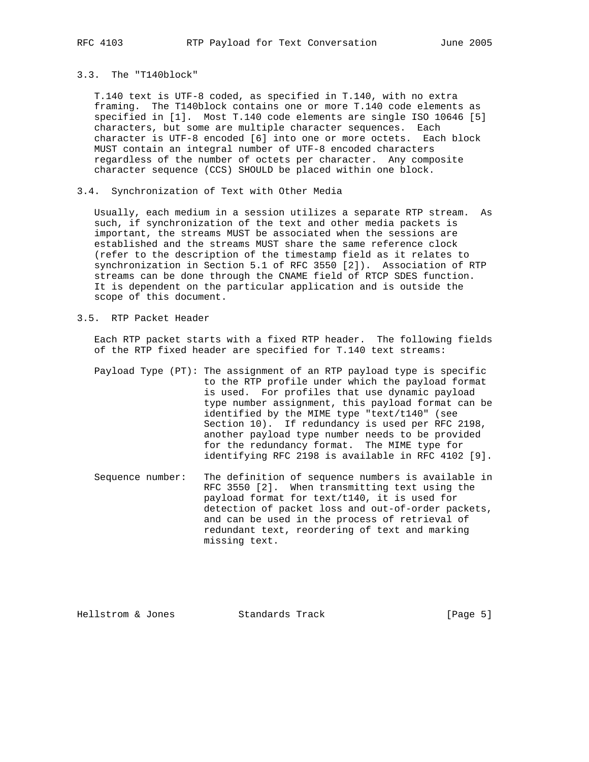### 3.3. The "T140block"

T.140 text is UTF-8 coded, as specified in T.140, with no extra framing. The T140block contains one or more T.140 code elements as specified in [1]. Most T.140 code elements are single ISO 10646 [5] characters, but some are multiple character sequences. Each character is UTF-8 encoded [6] into one or more octets. Each block MUST contain an integral number of UTF-8 encoded characters regardless of the number of octets per character. Any composite character sequence (CCS) SHOULD be placed within one block.

### 3.4. Synchronization of Text with Other Media

Usually, each medium in a session utilizes a separate RTP stream. As such, if synchronization of the text and other media packets is important, the streams MUST be associated when the sessions are established and the streams MUST share the same reference clock (refer to the description of the timestamp field as it relates to synchronization in Section 5.1 of RFC 3550 [2]). Association of RTP streams can be done through the CNAME field of RTCP SDES function. It is dependent on the particular application and is outside the scope of this document.

### 3.5. RTP Packet Header

Each RTP packet starts with a fixed RTP header. The following fields of the RTP fixed header are specified for T.140 text streams:

Payload Type (PT): The assignment of an RTP payload type is specific to the RTP profile under which the payload format is used. For profiles that use dynamic payload type number assignment, this payload format can be identified by the MIME type "text/t140" (see Section 10). If redundancy is used per RFC 2198, another payload type number needs to be provided for the redundancy format. The MIME type for identifying RFC 2198 is available in RFC 4102 [9].

Sequence number: The definition of sequence numbers is available in RFC 3550 [2]. When transmitting text using the payload format for text/t140, it is used for detection of packet loss and out-of-order packets, and can be used in the process of retrieval of redundant text, reordering of text and marking missing text.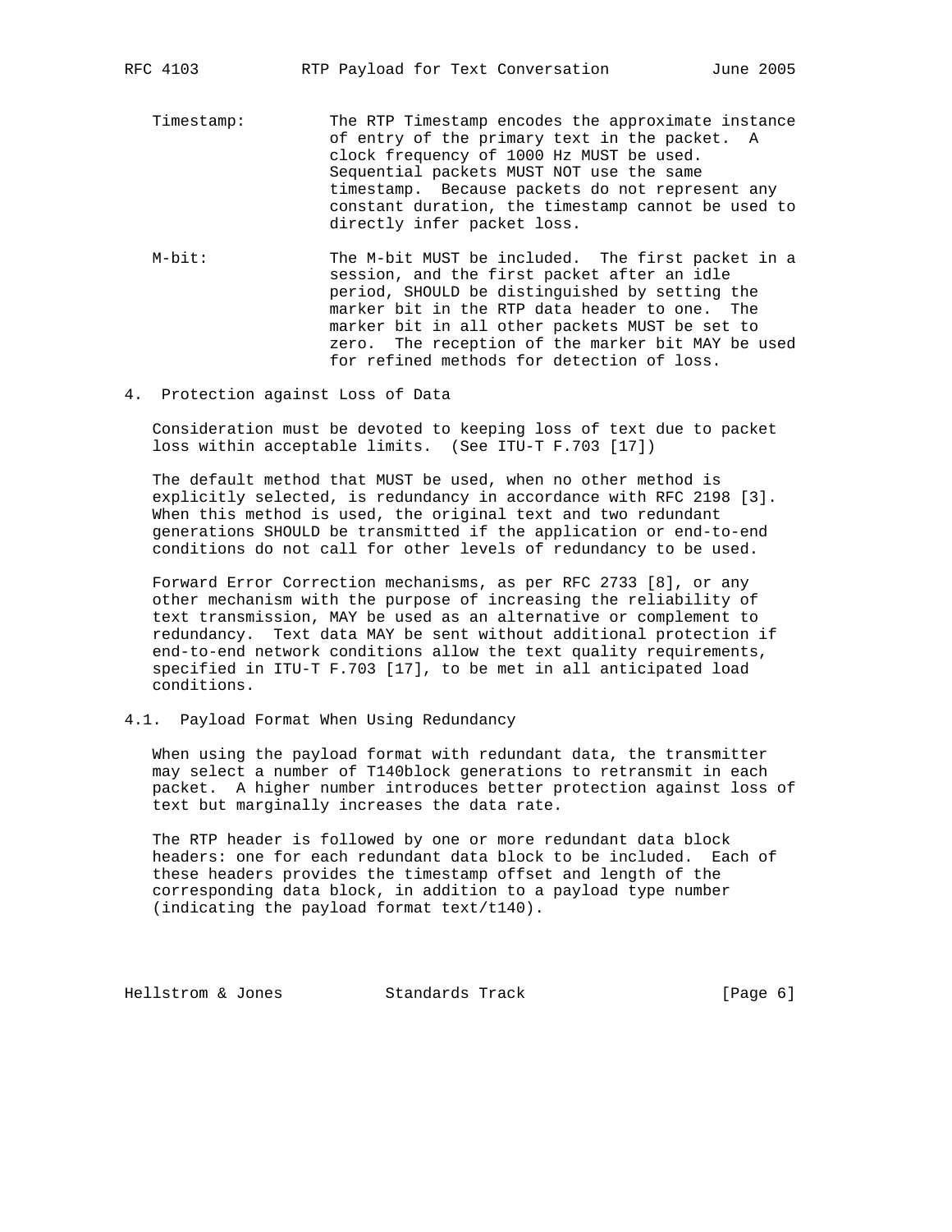Timestamp: The RTP Timestamp encodes the approximate instance of entry of the primary text in the packet. A clock frequency of 1000 Hz MUST be used. Sequential packets MUST NOT use the same timestamp. Because packets do not represent any constant duration, the timestamp cannot be used to directly infer packet loss.

M-bit: The M-bit MUST be included. The first packet in a session, and the first packet after an idle period, SHOULD be distinguished by setting the marker bit in the RTP data header to one. The marker bit in all other packets MUST be set to zero. The reception of the marker bit MAY be used for refined methods for detection of loss.

## 4. Protection against Loss of Data

Consideration must be devoted to keeping loss of text due to packet loss within acceptable limits. (See ITU-T F.703 [17])

The default method that MUST be used, when no other method is explicitly selected, is redundancy in accordance with RFC 2198 [3]. When this method is used, the original text and two redundant generations SHOULD be transmitted if the application or end-to-end conditions do not call for other levels of redundancy to be used.

Forward Error Correction mechanisms, as per RFC 2733 [8], or any other mechanism with the purpose of increasing the reliability of text transmission, MAY be used as an alternative or complement to redundancy. Text data MAY be sent without additional protection if end-to-end network conditions allow the text quality requirements, specified in ITU-T F.703 [17], to be met in all anticipated load conditions.

### 4.1. Payload Format When Using Redundancy

When using the payload format with redundant data, the transmitter may select a number of T140block generations to retransmit in each packet. A higher number introduces better protection against loss of text but marginally increases the data rate.

The RTP header is followed by one or more redundant data block headers: one for each redundant data block to be included. Each of these headers provides the timestamp offset and length of the corresponding data block, in addition to a payload type number (indicating the payload format text/t140).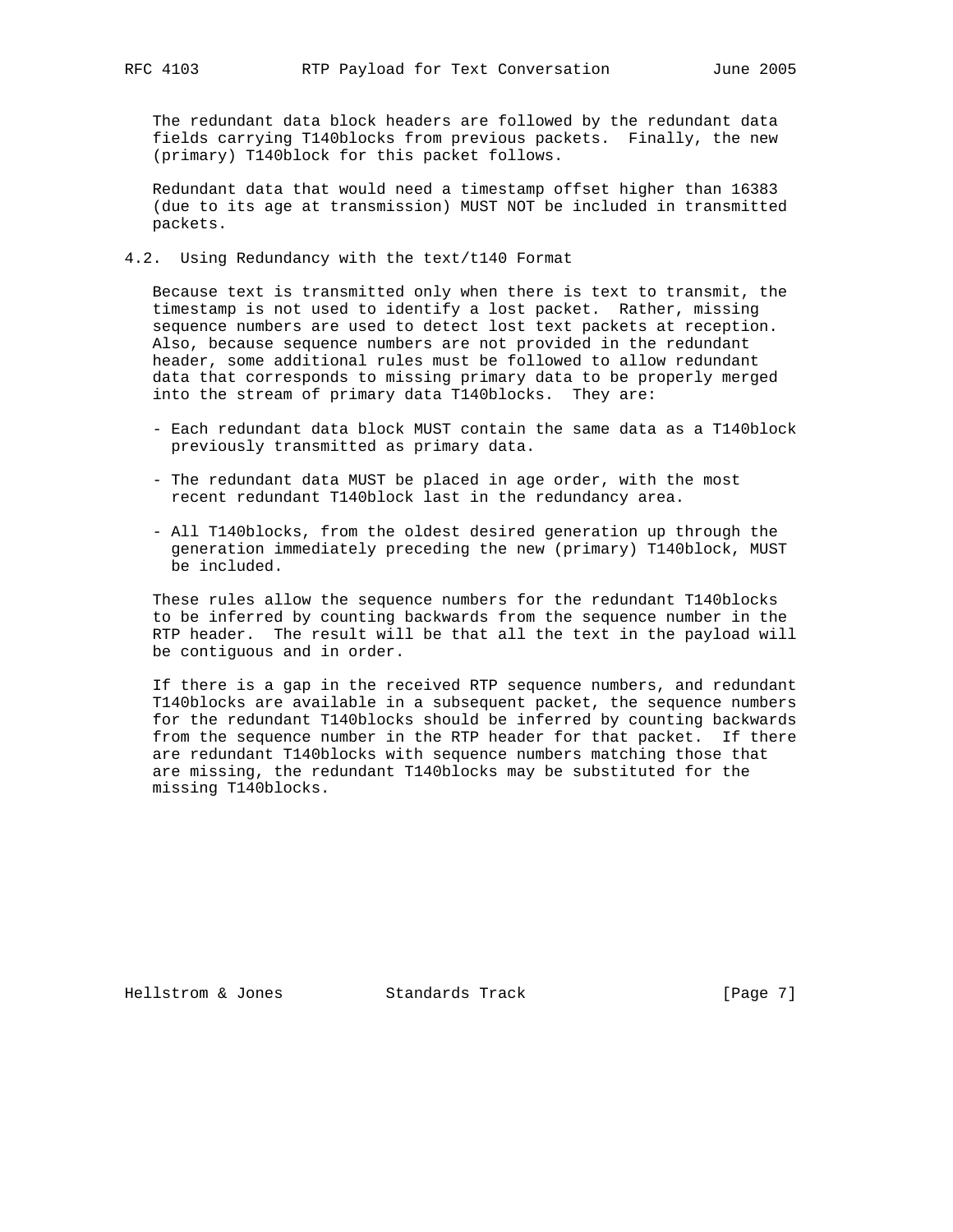The redundant data block headers are followed by the redundant data fields carrying T140blocks from previous packets. Finally, the new (primary) T140block for this packet follows.

Redundant data that would need a timestamp offset higher than 16383 (due to its age at transmission) MUST NOT be included in transmitted packets.

## 4.2. Using Redundancy with the text/t140 Format

Because text is transmitted only when there is text to transmit, the timestamp is not used to identify a lost packet. Rather, missing sequence numbers are used to detect lost text packets at reception. Also, because sequence numbers are not provided in the redundant header, some additional rules must be followed to allow redundant data that corresponds to missing primary data to be properly merged into the stream of primary data T140blocks. They are:

- Each redundant data block MUST contain the same data as a T140block previously transmitted as primary data.
- The redundant data MUST be placed in age order, with the most recent redundant T140block last in the redundancy area.
- All T140blocks, from the oldest desired generation up through the generation immediately preceding the new (primary) T140block, MUST be included.

These rules allow the sequence numbers for the redundant T140blocks to be inferred by counting backwards from the sequence number in the RTP header. The result will be that all the text in the payload will be contiguous and in order.

If there is a gap in the received RTP sequence numbers, and redundant T140blocks are available in a subsequent packet, the sequence numbers for the redundant T140blocks should be inferred by counting backwards from the sequence number in the RTP header for that packet. If there are redundant T140blocks with sequence numbers matching those that are missing, the redundant T140blocks may be substituted for the missing T140blocks.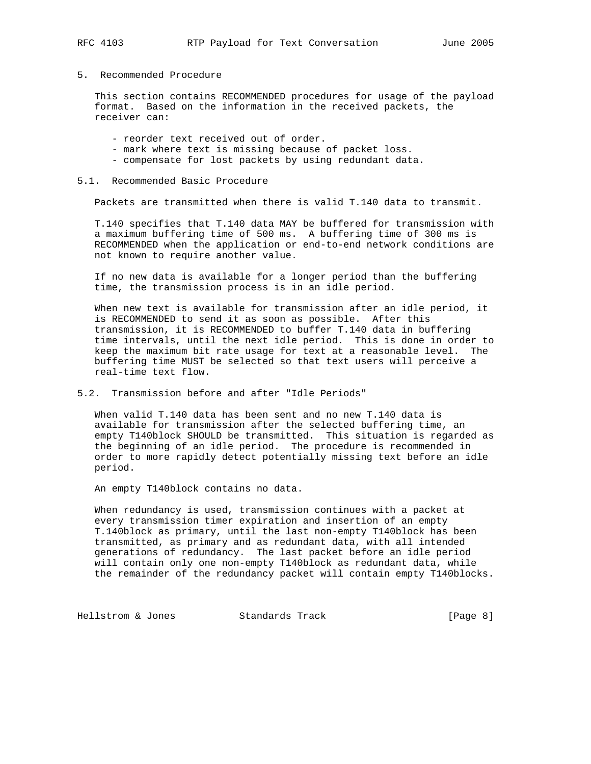## 5. Recommended Procedure

This section contains RECOMMENDED procedures for usage of the payload format. Based on the information in the received packets, the receiver can:

- reorder text received out of order.
- mark where text is missing because of packet loss.
- compensate for lost packets by using redundant data.

### 5.1. Recommended Basic Procedure

Packets are transmitted when there is valid T.140 data to transmit.

T.140 specifies that T.140 data MAY be buffered for transmission with a maximum buffering time of 500 ms. A buffering time of 300 ms is RECOMMENDED when the application or end-to-end network conditions are not known to require another value.

If no new data is available for a longer period than the buffering time, the transmission process is in an idle period.

When new text is available for transmission after an idle period, it is RECOMMENDED to send it as soon as possible. After this transmission, it is RECOMMENDED to buffer T.140 data in buffering time intervals, until the next idle period. This is done in order to keep the maximum bit rate usage for text at a reasonable level. The buffering time MUST be selected so that text users will perceive a real-time text flow.

### 5.2. Transmission before and after "Idle Periods"

When valid T.140 data has been sent and no new T.140 data is available for transmission after the selected buffering time, an empty T140block SHOULD be transmitted. This situation is regarded as the beginning of an idle period. The procedure is recommended in order to more rapidly detect potentially missing text before an idle period.

An empty T140block contains no data.

When redundancy is used, transmission continues with a packet at every transmission timer expiration and insertion of an empty T.140block as primary, until the last non-empty T140block has been transmitted, as primary and as redundant data, with all intended generations of redundancy. The last packet before an idle period will contain only one non-empty T140block as redundant data, while the remainder of the redundancy packet will contain empty T140blocks.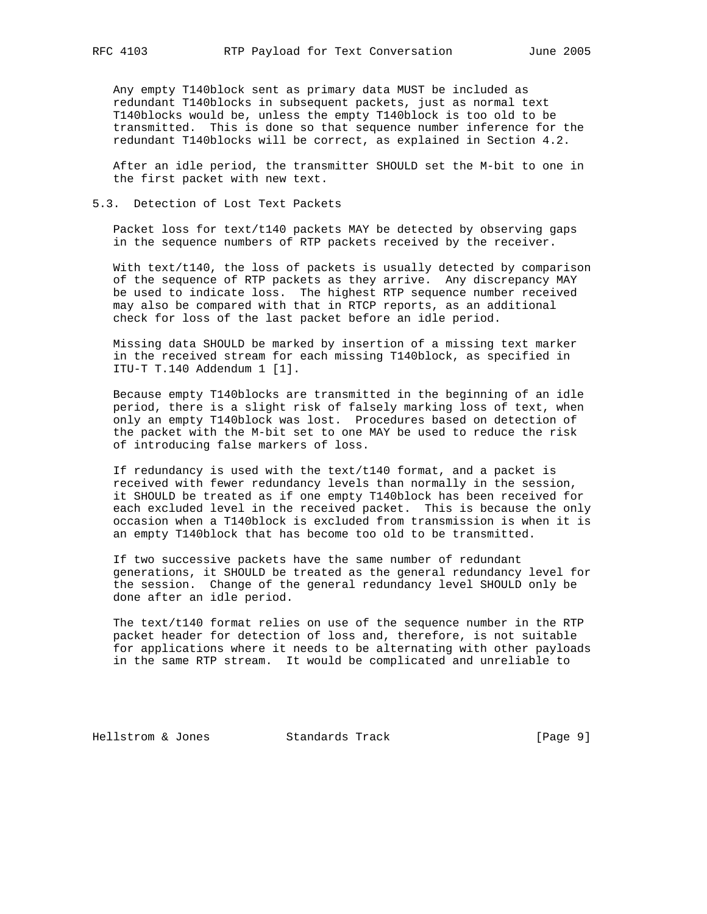Any empty T140block sent as primary data MUST be included as redundant T140blocks in subsequent packets, just as normal text T140blocks would be, unless the empty T140block is too old to be transmitted. This is done so that sequence number inference for the redundant T140blocks will be correct, as explained in Section 4.2.

After an idle period, the transmitter SHOULD set the M-bit to one in the first packet with new text.

### 5.3. Detection of Lost Text Packets

Packet loss for text/t140 packets MAY be detected by observing gaps in the sequence numbers of RTP packets received by the receiver.

With text/t140, the loss of packets is usually detected by comparison of the sequence of RTP packets as they arrive. Any discrepancy MAY be used to indicate loss. The highest RTP sequence number received may also be compared with that in RTCP reports, as an additional check for loss of the last packet before an idle period.

Missing data SHOULD be marked by insertion of a missing text marker in the received stream for each missing T140block, as specified in ITU-T T.140 Addendum 1 [1].

Because empty T140blocks are transmitted in the beginning of an idle period, there is a slight risk of falsely marking loss of text, when only an empty T140block was lost. Procedures based on detection of the packet with the M-bit set to one MAY be used to reduce the risk of introducing false markers of loss.

If redundancy is used with the text/t140 format, and a packet is received with fewer redundancy levels than normally in the session, it SHOULD be treated as if one empty T140block has been received for each excluded level in the received packet. This is because the only occasion when a T140block is excluded from transmission is when it is an empty T140block that has become too old to be transmitted.

If two successive packets have the same number of redundant generations, it SHOULD be treated as the general redundancy level for the session. Change of the general redundancy level SHOULD only be done after an idle period.

The text/t140 format relies on use of the sequence number in the RTP packet header for detection of loss and, therefore, is not suitable for applications where it needs to be alternating with other payloads in the same RTP stream. It would be complicated and unreliable to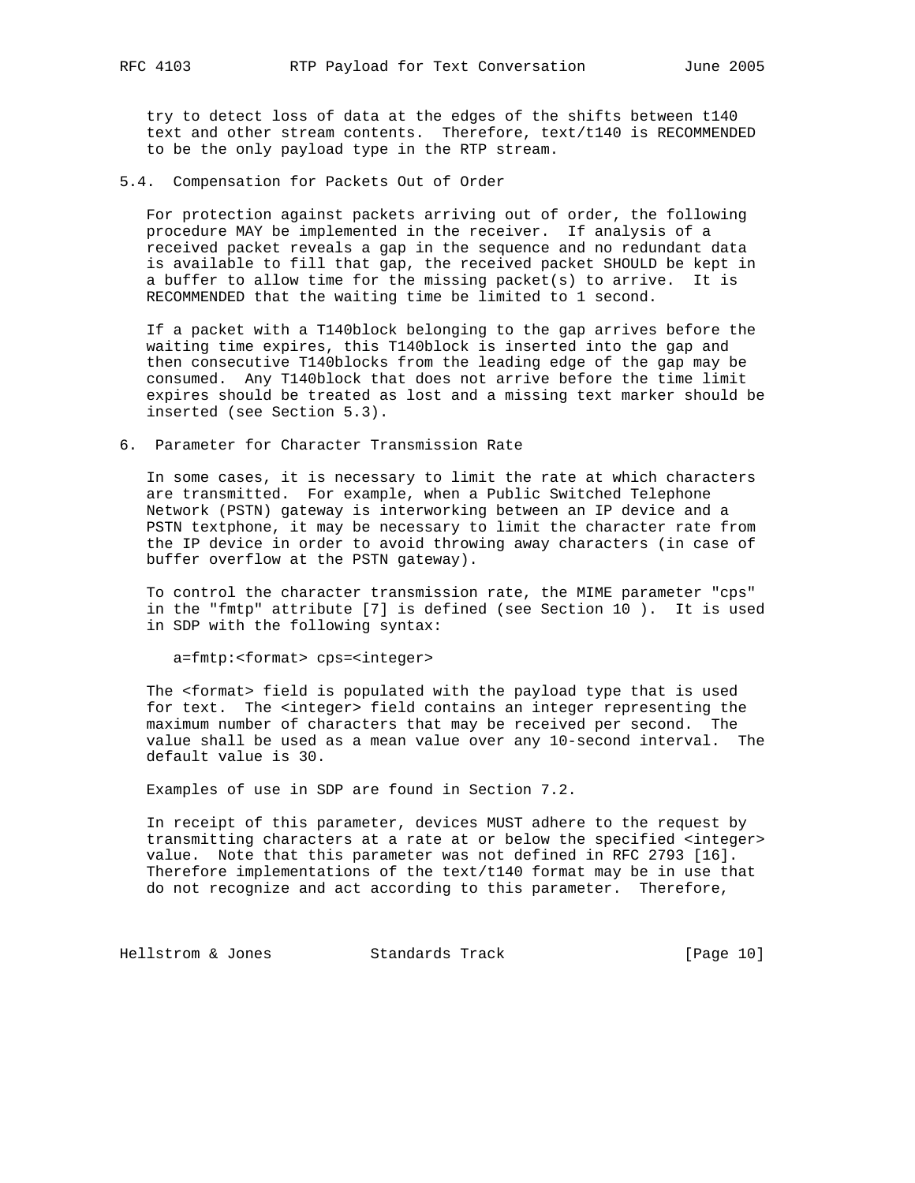try to detect loss of data at the edges of the shifts between t140 text and other stream contents. Therefore, text/t140 is RECOMMENDED to be the only payload type in the RTP stream.

### 5.4. Compensation for Packets Out of Order

For protection against packets arriving out of order, the following procedure MAY be implemented in the receiver. If analysis of a received packet reveals a gap in the sequence and no redundant data is available to fill that gap, the received packet SHOULD be kept in a buffer to allow time for the missing packet(s) to arrive. It is RECOMMENDED that the waiting time be limited to 1 second.

If a packet with a T140block belonging to the gap arrives before the waiting time expires, this T140block is inserted into the gap and then consecutive T140blocks from the leading edge of the gap may be consumed. Any T140block that does not arrive before the time limit expires should be treated as lost and a missing text marker should be inserted (see Section 5.3).

## 6. Parameter for Character Transmission Rate

In some cases, it is necessary to limit the rate at which characters are transmitted. For example, when a Public Switched Telephone Network (PSTN) gateway is interworking between an IP device and a PSTN textphone, it may be necessary to limit the character rate from the IP device in order to avoid throwing away characters (in case of buffer overflow at the PSTN gateway).

To control the character transmission rate, the MIME parameter "cps" in the "fmtp" attribute [7] is defined (see Section 10 ). It is used in SDP with the following syntax:

```
a=fmtp:<format> cps=<integer>
```

The <format> field is populated with the payload type that is used for text. The <integer> field contains an integer representing the maximum number of characters that may be received per second. The value shall be used as a mean value over any 10-second interval. The default value is 30.

Examples of use in SDP are found in Section 7.2.

In receipt of this parameter, devices MUST adhere to the request by transmitting characters at a rate at or below the specified <integer> value. Note that this parameter was not defined in RFC 2793 [16]. Therefore implementations of the text/t140 format may be in use that do not recognize and act according to this parameter. Therefore,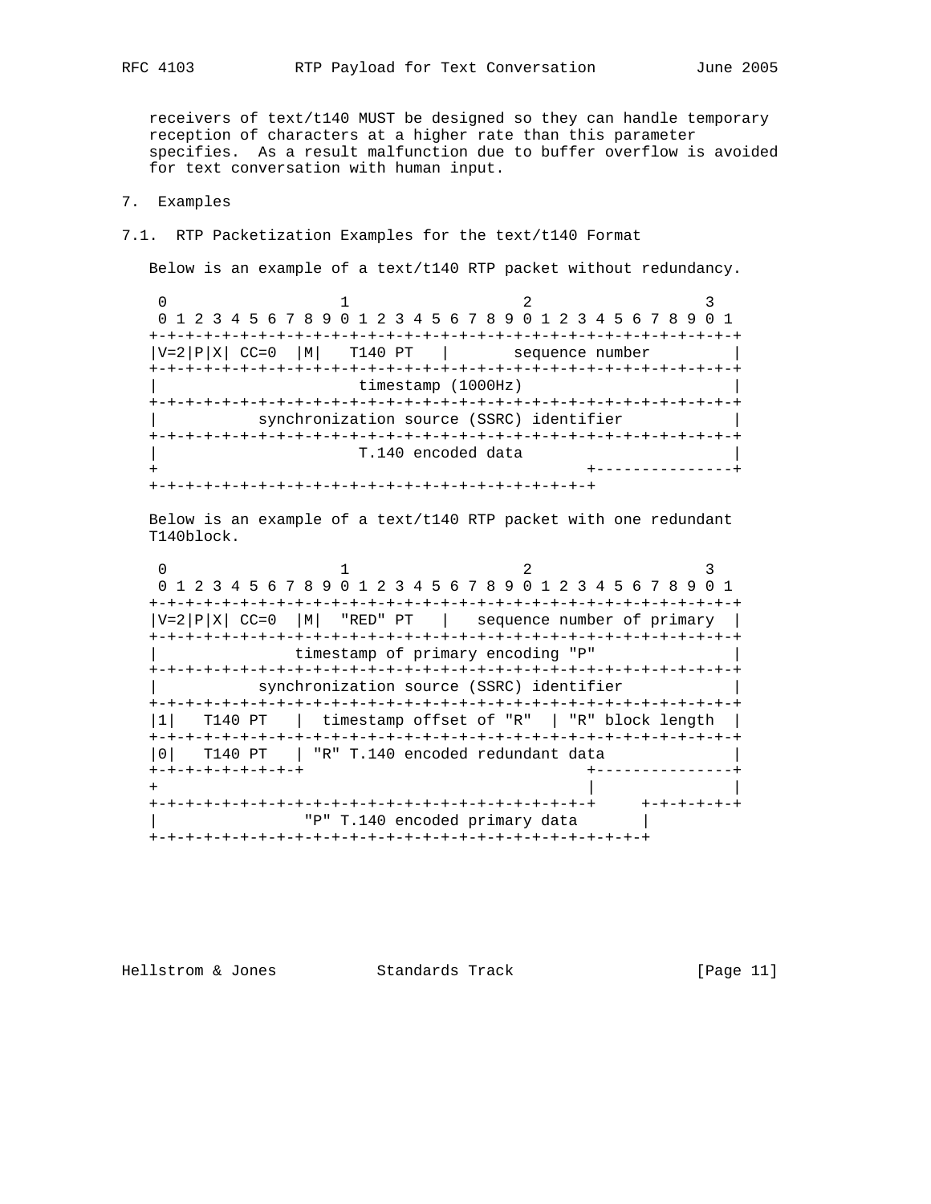receivers of text/t140 MUST be designed so they can handle temporary reception of characters at a higher rate than this parameter specifies. As a result malfunction due to buffer overflow is avoided for text conversation with human input.

## 7. Examples

### 7.1. RTP Packetization Examples for the text/t140 Format

Below is an example of a text/t140 RTP packet without redundancy.

```
 0                   1                   2                   3
 0 1 2 3 4 5 6 7 8 9 0 1 2 3 4 5 6 7 8 9 0 1 2 3 4 5 6 7 8 9 0 1
+-+-+-+-+-+-+-+-+-+-+-+-+-+-+-+-+-+-+-+-+-+-+-+-+-+-+-+-+-+-+-+-+
|V=2|P|X| CC=0  |M|   T140 PT   |       sequence number         |
+-+-+-+-+-+-+-+-+-+-+-+-+-+-+-+-+-+-+-+-+-+-+-+-+-+-+-+-+-+-+-+-+
|                      timestamp (1000Hz)                       |
+-+-+-+-+-+-+-+-+-+-+-+-+-+-+-+-+-+-+-+-+-+-+-+-+-+-+-+-+-+-+-+-+
|           synchronization source (SSRC) identifier            |
+-+-+-+-+-+-+-+-+-+-+-+-+-+-+-+-+-+-+-+-+-+-+-+-+-+-+-+-+-+-+-+-+
|                      T.140 encoded data                       |
+                                               +---------------+
+-+-+-+-+-+-+-+-+-+-+-+-+-+-+-+-+-+-+-+-+-+-+-+-+
```

Below is an example of a text/t140 RTP packet with one redundant T140block.

```
 0                   1                   2                   3
 0 1 2 3 4 5 6 7 8 9 0 1 2 3 4 5 6 7 8 9 0 1 2 3 4 5 6 7 8 9 0 1
+-+-+-+-+-+-+-+-+-+-+-+-+-+-+-+-+-+-+-+-+-+-+-+-+-+-+-+-+-+-+-+-+
|V=2|P|X| CC=0  |M|  "RED" PT   |   sequence number of primary  |
+-+-+-+-+-+-+-+-+-+-+-+-+-+-+-+-+-+-+-+-+-+-+-+-+-+-+-+-+-+-+-+-+
|               timestamp of primary encoding "P"               |
+-+-+-+-+-+-+-+-+-+-+-+-+-+-+-+-+-+-+-+-+-+-+-+-+-+-+-+-+-+-+-+-+
|           synchronization source (SSRC) identifier            |
+-+-+-+-+-+-+-+-+-+-+-+-+-+-+-+-+-+-+-+-+-+-+-+-+-+-+-+-+-+-+-+-+
|1|   T140 PT   |  timestamp offset of "R"  | "R" block length  |
+-+-+-+-+-+-+-+-+-+-+-+-+-+-+-+-+-+-+-+-+-+-+-+-+-+-+-+-+-+-+-+-+
|0|   T140 PT   | "R" T.140 encoded redundant data              |
+-+-+-+-+-+-+-+-+                               +---------------+
+                                               |               |
+-+-+-+-+-+-+-+-+-+-+-+-+-+-+-+-+-+-+-+-+-+-+-+-+     +-+-+-+-+-+
|                "P" T.140 encoded primary data       |
+-+-+-+-+-+-+-+-+-+-+-+-+-+-+-+-+-+-+-+-+-+-+-+-+-+-+-+
```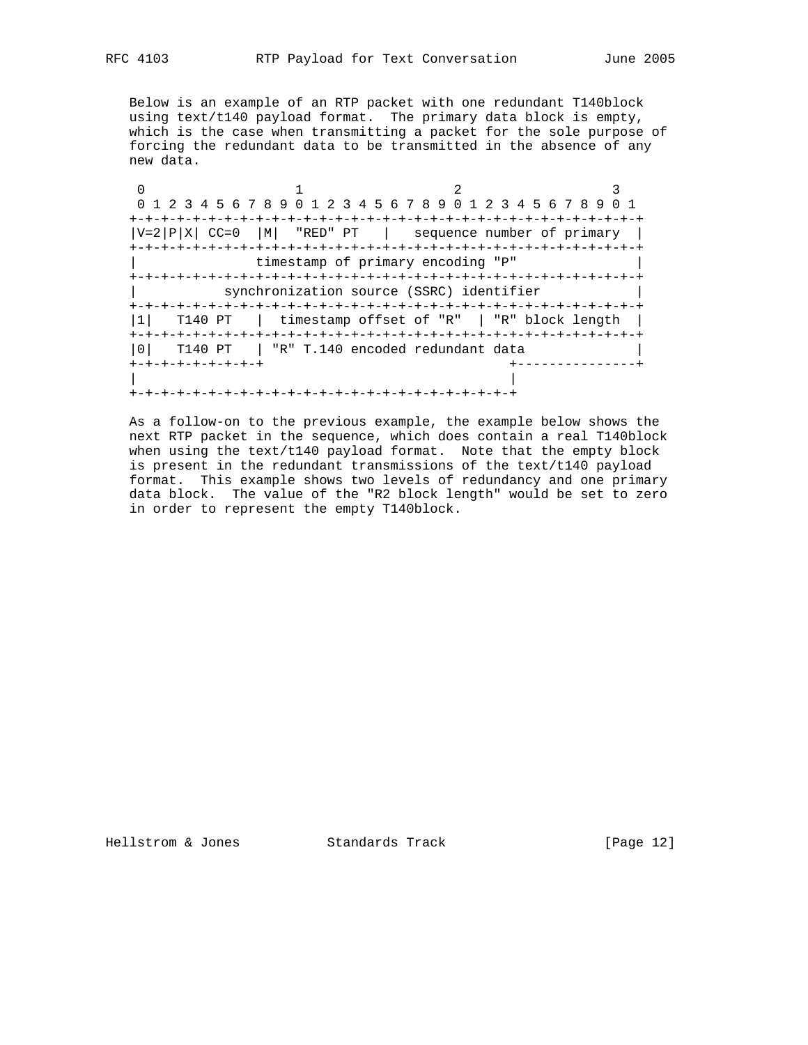Below is an example of an RTP packet with one redundant T140block using text/t140 payload format. The primary data block is empty, which is the case when transmitting a packet for the sole purpose of forcing the redundant data to be transmitted in the absence of any new data.

```
 0                   1                   2                   3
 0 1 2 3 4 5 6 7 8 9 0 1 2 3 4 5 6 7 8 9 0 1 2 3 4 5 6 7 8 9 0 1
+-+-+-+-+-+-+-+-+-+-+-+-+-+-+-+-+-+-+-+-+-+-+-+-+-+-+-+-+-+-+-+-+
|V=2|P|X| CC=0  |M|  "RED" PT   |   sequence number of primary  |
+-+-+-+-+-+-+-+-+-+-+-+-+-+-+-+-+-+-+-+-+-+-+-+-+-+-+-+-+-+-+-+-+
|              timestamp of primary encoding "P"                |
+-+-+-+-+-+-+-+-+-+-+-+-+-+-+-+-+-+-+-+-+-+-+-+-+-+-+-+-+-+-+-+-+
|           synchronization source (SSRC) identifier            |
+-+-+-+-+-+-+-+-+-+-+-+-+-+-+-+-+-+-+-+-+-+-+-+-+-+-+-+-+-+-+-+-+
|1|   T140 PT   |  timestamp offset of "R"  | "R" block length  |
+-+-+-+-+-+-+-+-+-+-+-+-+-+-+-+-+-+-+-+-+-+-+-+-+-+-+-+-+-+-+-+-+
|0|   T140 PT   | "R" T.140 encoded redundant data              |
+-+-+-+-+-+-+-+-+                             +---------------+
|                                             |
+-+-+-+-+-+-+-+-+-+-+-+-+-+-+-+-+-+-+-+-+-+-+-+
```

As a follow-on to the previous example, the example below shows the next RTP packet in the sequence, which does contain a real T140block when using the text/t140 payload format. Note that the empty block is present in the redundant transmissions of the text/t140 payload format. This example shows two levels of redundancy and one primary data block. The value of the "R2 block length" would be set to zero in order to represent the empty T140block.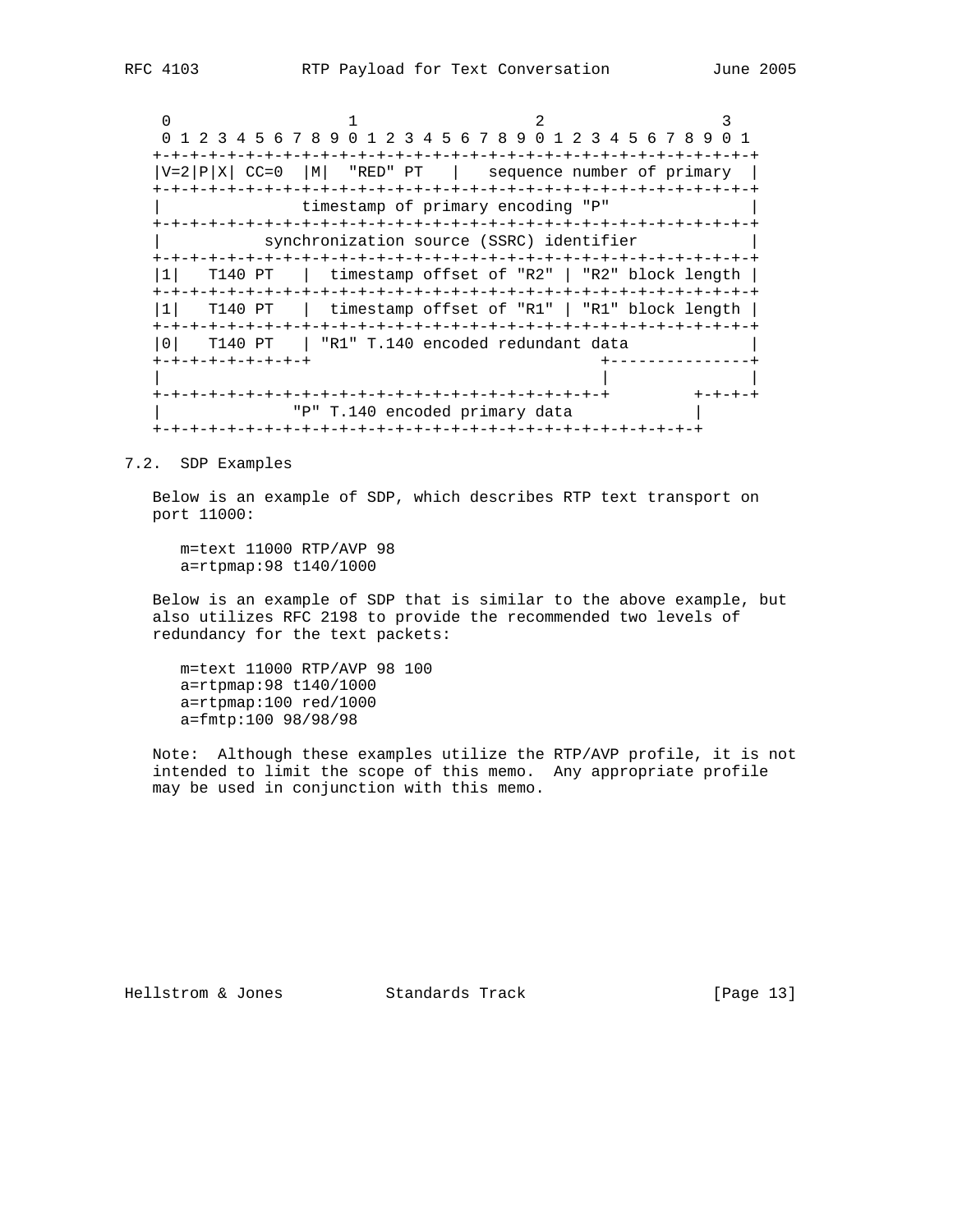```
    0                   1                   2                   3
    0 1 2 3 4 5 6 7 8 9 0 1 2 3 4 5 6 7 8 9 0 1 2 3 4 5 6 7 8 9 0 1
   +-+-+-+-+-+-+-+-+-+-+-+-+-+-+-+-+-+-+-+-+-+-+-+-+-+-+-+-+-+-+-+-+
   |V=2|P|X| CC=0  |M|  "RED" PT   |   sequence number of primary  |
   +-+-+-+-+-+-+-+-+-+-+-+-+-+-+-+-+-+-+-+-+-+-+-+-+-+-+-+-+-+-+-+-+
   |               timestamp of primary encoding "P"               |
   +-+-+-+-+-+-+-+-+-+-+-+-+-+-+-+-+-+-+-+-+-+-+-+-+-+-+-+-+-+-+-+-+
   |           synchronization source (SSRC) identifier            |
   +-+-+-+-+-+-+-+-+-+-+-+-+-+-+-+-+-+-+-+-+-+-+-+-+-+-+-+-+-+-+-+-+
   |1|   T140 PT   |  timestamp offset of "R2" | "R2" block length |
   +-+-+-+-+-+-+-+-+-+-+-+-+-+-+-+-+-+-+-+-+-+-+-+-+-+-+-+-+-+-+-+-+
   |1|   T140 PT   |  timestamp offset of "R1" | "R1" block length |
   +-+-+-+-+-+-+-+-+-+-+-+-+-+-+-+-+-+-+-+-+-+-+-+-+-+-+-+-+-+-+-+-+
   |0|   T140 PT   | "R1" T.140 encoded redundant data             |
   +-+-+-+-+-+-+-+-+                             +---------------+
   |                                             |               |
   +-+-+-+-+-+-+-+-+-+-+-+-+-+-+-+-+-+-+-+-+-+-+-+         +-+-+-+
   |             "P" T.140 encoded primary data            |
   +-+-+-+-+-+-+-+-+-+-+-+-+-+-+-+-+-+-+-+-+-+-+-+-+-+-+-+-+-+
```

## 7.2. SDP Examples

Below is an example of SDP, which describes RTP text transport on port 11000:

```
m=text 11000 RTP/AVP 98
a=rtpmap:98 t140/1000
```

Below is an example of SDP that is similar to the above example, but also utilizes RFC 2198 to provide the recommended two levels of redundancy for the text packets:

```
m=text 11000 RTP/AVP 98 100
a=rtpmap:98 t140/1000
a=rtpmap:100 red/1000
a=fmtp:100 98/98/98
```

Note: Although these examples utilize the RTP/AVP profile, it is not intended to limit the scope of this memo. Any appropriate profile may be used in conjunction with this memo.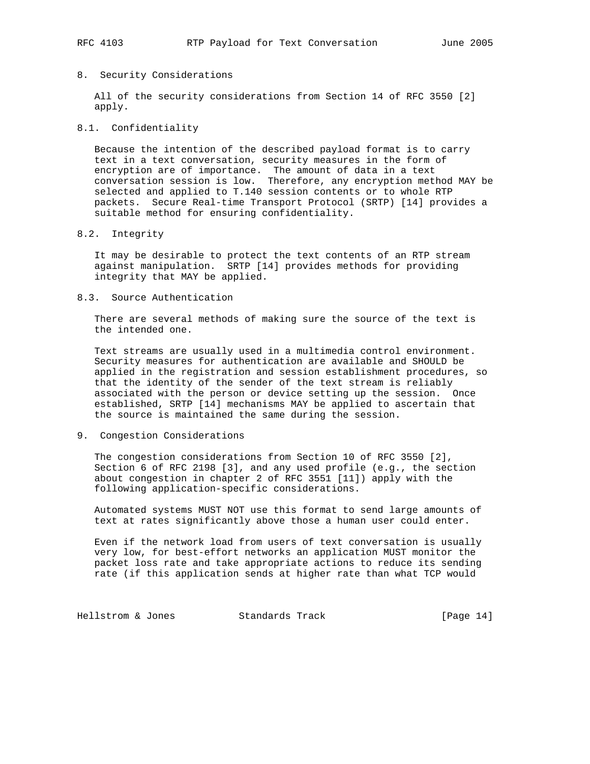## 8. Security Considerations

All of the security considerations from Section 14 of RFC 3550 [2] apply.

### 8.1. Confidentiality

Because the intention of the described payload format is to carry text in a text conversation, security measures in the form of encryption are of importance. The amount of data in a text conversation session is low. Therefore, any encryption method MAY be selected and applied to T.140 session contents or to whole RTP packets. Secure Real-time Transport Protocol (SRTP) [14] provides a suitable method for ensuring confidentiality.

### 8.2. Integrity

It may be desirable to protect the text contents of an RTP stream against manipulation. SRTP [14] provides methods for providing integrity that MAY be applied.

### 8.3. Source Authentication

There are several methods of making sure the source of the text is the intended one.

Text streams are usually used in a multimedia control environment. Security measures for authentication are available and SHOULD be applied in the registration and session establishment procedures, so that the identity of the sender of the text stream is reliably associated with the person or device setting up the session. Once established, SRTP [14] mechanisms MAY be applied to ascertain that the source is maintained the same during the session.

## 9. Congestion Considerations

The congestion considerations from Section 10 of RFC 3550 [2], Section 6 of RFC 2198 [3], and any used profile (e.g., the section about congestion in chapter 2 of RFC 3551 [11]) apply with the following application-specific considerations.

Automated systems MUST NOT use this format to send large amounts of text at rates significantly above those a human user could enter.

Even if the network load from users of text conversation is usually very low, for best-effort networks an application MUST monitor the packet loss rate and take appropriate actions to reduce its sending rate (if this application sends at higher rate than what TCP would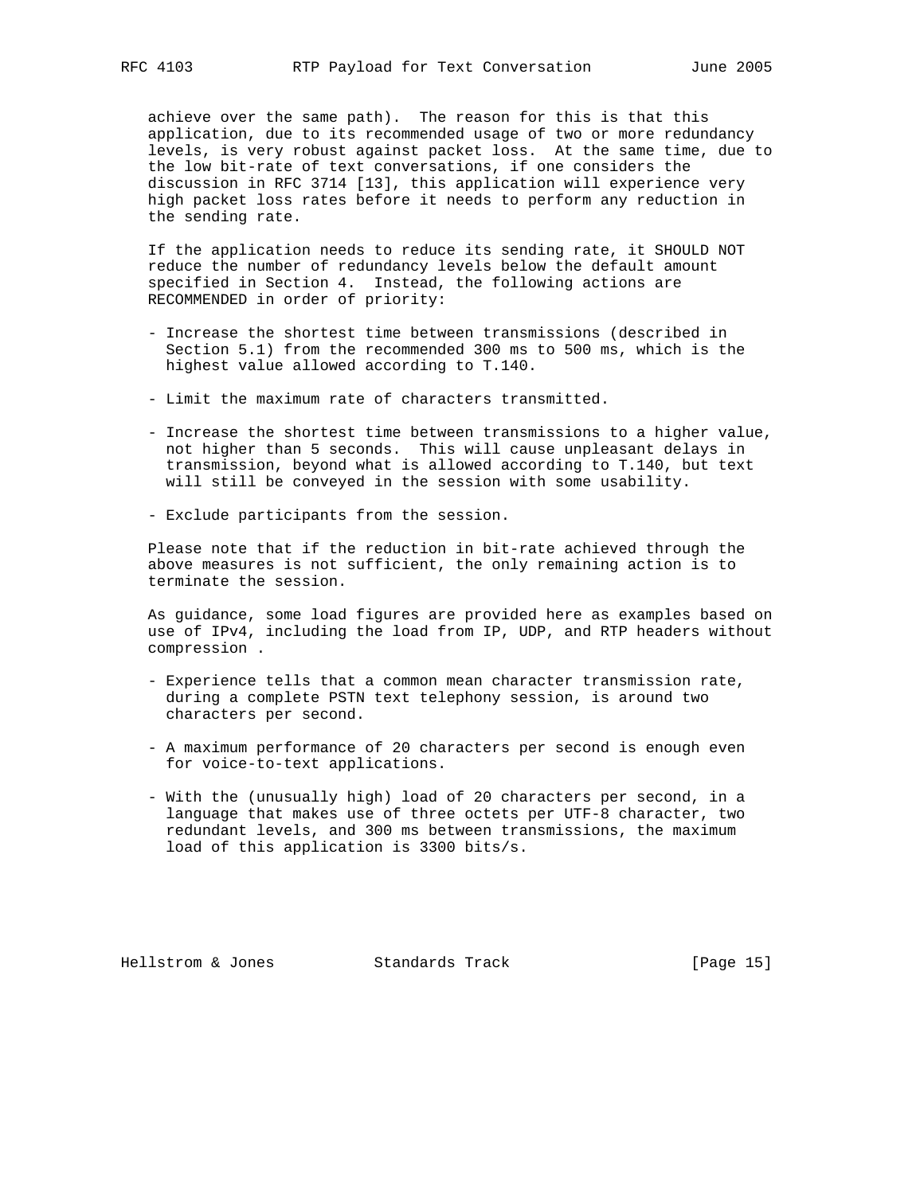achieve over the same path). The reason for this is that this application, due to its recommended usage of two or more redundancy levels, is very robust against packet loss. At the same time, due to the low bit-rate of text conversations, if one considers the discussion in RFC 3714 [13], this application will experience very high packet loss rates before it needs to perform any reduction in the sending rate.

If the application needs to reduce its sending rate, it SHOULD NOT reduce the number of redundancy levels below the default amount specified in Section 4. Instead, the following actions are RECOMMENDED in order of priority:

- Increase the shortest time between transmissions (described in Section 5.1) from the recommended 300 ms to 500 ms, which is the highest value allowed according to T.140.

- Limit the maximum rate of characters transmitted.

- Increase the shortest time between transmissions to a higher value, not higher than 5 seconds. This will cause unpleasant delays in transmission, beyond what is allowed according to T.140, but text will still be conveyed in the session with some usability.

- Exclude participants from the session.

Please note that if the reduction in bit-rate achieved through the above measures is not sufficient, the only remaining action is to terminate the session.

As guidance, some load figures are provided here as examples based on use of IPv4, including the load from IP, UDP, and RTP headers without compression .

- Experience tells that a common mean character transmission rate, during a complete PSTN text telephony session, is around two characters per second.

- A maximum performance of 20 characters per second is enough even for voice-to-text applications.

- With the (unusually high) load of 20 characters per second, in a language that makes use of three octets per UTF-8 character, two redundant levels, and 300 ms between transmissions, the maximum load of this application is 3300 bits/s.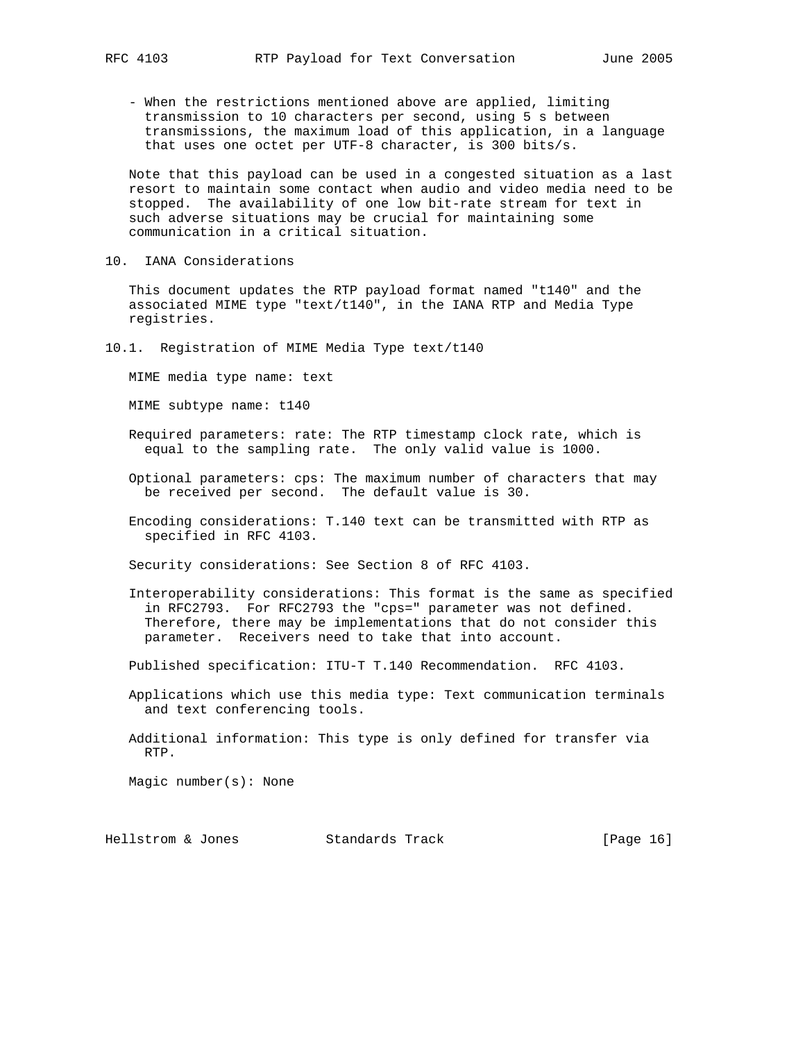- When the restrictions mentioned above are applied, limiting transmission to 10 characters per second, using 5 s between transmissions, the maximum load of this application, in a language that uses one octet per UTF-8 character, is 300 bits/s.

Note that this payload can be used in a congested situation as a last resort to maintain some contact when audio and video media need to be stopped. The availability of one low bit-rate stream for text in such adverse situations may be crucial for maintaining some communication in a critical situation.

## 10. IANA Considerations

This document updates the RTP payload format named "t140" and the associated MIME type "text/t140", in the IANA RTP and Media Type registries.

### 10.1. Registration of MIME Media Type text/t140

MIME media type name: text

MIME subtype name: t140

Required parameters: rate: The RTP timestamp clock rate, which is equal to the sampling rate. The only valid value is 1000.

Optional parameters: cps: The maximum number of characters that may be received per second. The default value is 30.

Encoding considerations: T.140 text can be transmitted with RTP as specified in RFC 4103.

Security considerations: See Section 8 of RFC 4103.

Interoperability considerations: This format is the same as specified in RFC2793. For RFC2793 the "cps=" parameter was not defined. Therefore, there may be implementations that do not consider this parameter. Receivers need to take that into account.

Published specification: ITU-T T.140 Recommendation. RFC 4103.

Applications which use this media type: Text communication terminals and text conferencing tools.

Additional information: This type is only defined for transfer via RTP.

Magic number(s): None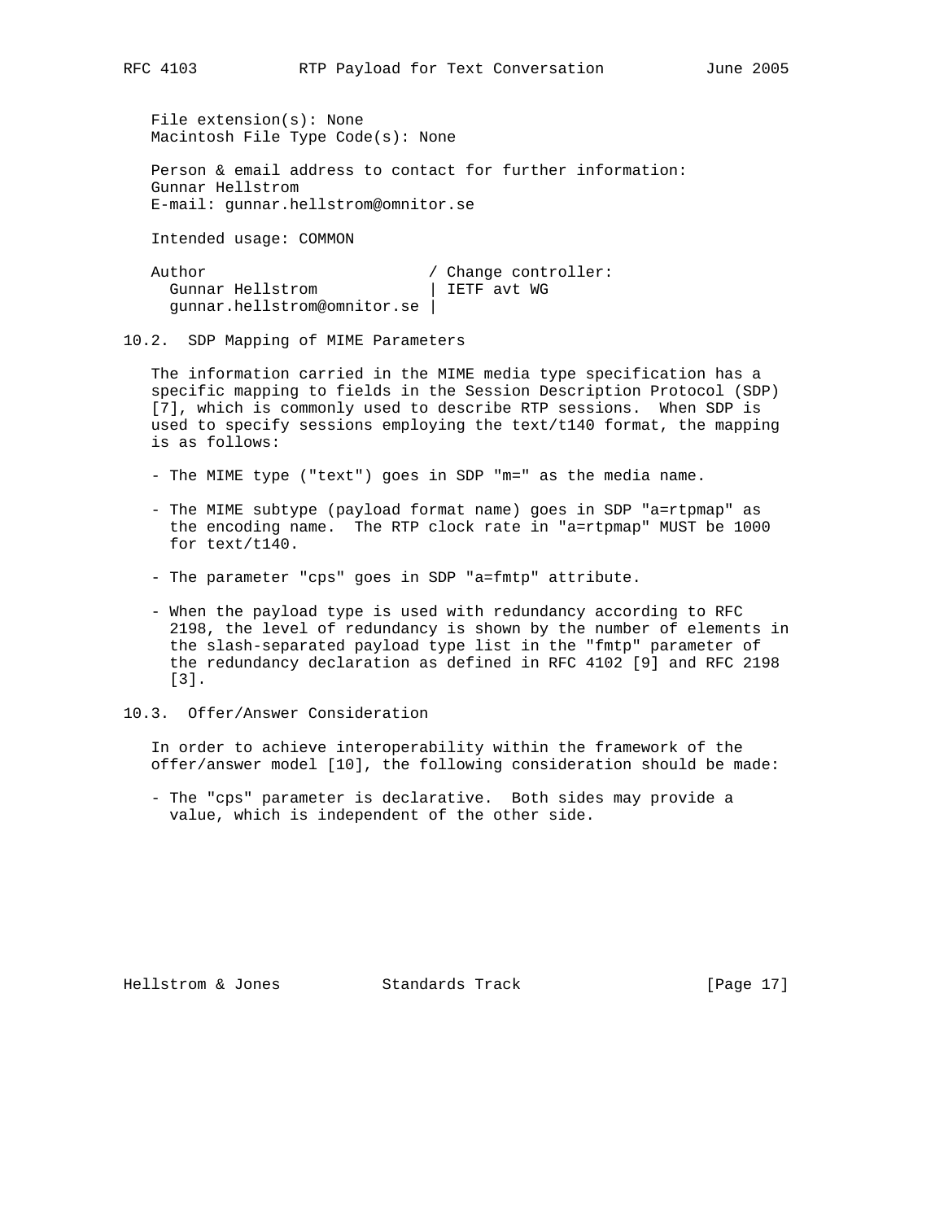File extension(s): None
Macintosh File Type Code(s): None

Person & email address to contact for further information:
Gunnar Hellstrom
E-mail: gunnar.hellstrom@omnitor.se

Intended usage: COMMON

```
Author                        / Change controller:
  Gunnar Hellstrom            | IETF avt WG
  gunnar.hellstrom@omnitor.se |
```

### 10.2. SDP Mapping of MIME Parameters

The information carried in the MIME media type specification has a specific mapping to fields in the Session Description Protocol (SDP) [7], which is commonly used to describe RTP sessions. When SDP is used to specify sessions employing the text/t140 format, the mapping is as follows:

- The MIME type ("text") goes in SDP "m=" as the media name.
- The MIME subtype (payload format name) goes in SDP "a=rtpmap" as the encoding name. The RTP clock rate in "a=rtpmap" MUST be 1000 for text/t140.
- The parameter "cps" goes in SDP "a=fmtp" attribute.
- When the payload type is used with redundancy according to RFC 2198, the level of redundancy is shown by the number of elements in the slash-separated payload type list in the "fmtp" parameter of the redundancy declaration as defined in RFC 4102 [9] and RFC 2198 [3].

### 10.3. Offer/Answer Consideration

In order to achieve interoperability within the framework of the offer/answer model [10], the following consideration should be made:

- The "cps" parameter is declarative. Both sides may provide a value, which is independent of the other side.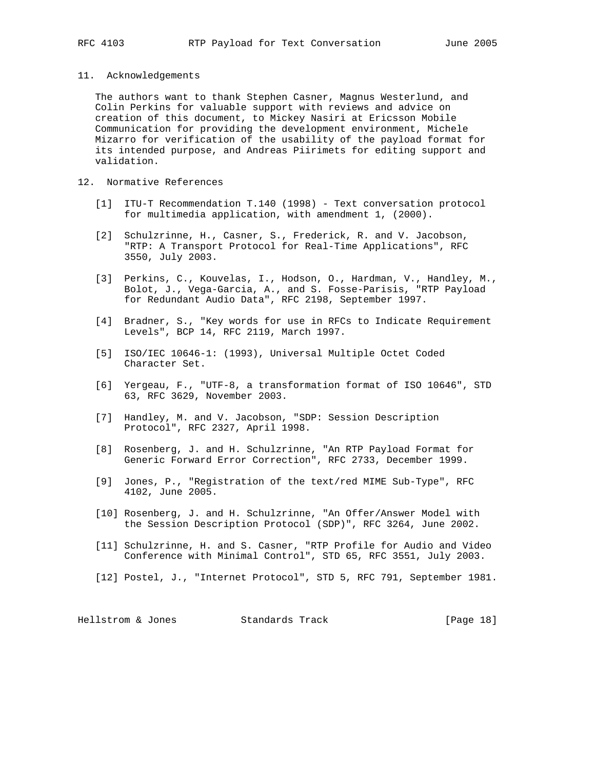## 11. Acknowledgements

The authors want to thank Stephen Casner, Magnus Westerlund, and Colin Perkins for valuable support with reviews and advice on creation of this document, to Mickey Nasiri at Ericsson Mobile Communication for providing the development environment, Michele Mizarro for verification of the usability of the payload format for its intended purpose, and Andreas Piirimets for editing support and validation.

## 12. Normative References

[1] ITU-T Recommendation T.140 (1998) - Text conversation protocol for multimedia application, with amendment 1, (2000).

[2] Schulzrinne, H., Casner, S., Frederick, R. and V. Jacobson, "RTP: A Transport Protocol for Real-Time Applications", RFC 3550, July 2003.

[3] Perkins, C., Kouvelas, I., Hodson, O., Hardman, V., Handley, M., Bolot, J., Vega-Garcia, A., and S. Fosse-Parisis, "RTP Payload for Redundant Audio Data", RFC 2198, September 1997.

[4] Bradner, S., "Key words for use in RFCs to Indicate Requirement Levels", BCP 14, RFC 2119, March 1997.

[5] ISO/IEC 10646-1: (1993), Universal Multiple Octet Coded Character Set.

[6] Yergeau, F., "UTF-8, a transformation format of ISO 10646", STD 63, RFC 3629, November 2003.

[7] Handley, M. and V. Jacobson, "SDP: Session Description Protocol", RFC 2327, April 1998.

[8] Rosenberg, J. and H. Schulzrinne, "An RTP Payload Format for Generic Forward Error Correction", RFC 2733, December 1999.

[9] Jones, P., "Registration of the text/red MIME Sub-Type", RFC 4102, June 2005.

[10] Rosenberg, J. and H. Schulzrinne, "An Offer/Answer Model with the Session Description Protocol (SDP)", RFC 3264, June 2002.

[11] Schulzrinne, H. and S. Casner, "RTP Profile for Audio and Video Conference with Minimal Control", STD 65, RFC 3551, July 2003.

[12] Postel, J., "Internet Protocol", STD 5, RFC 791, September 1981.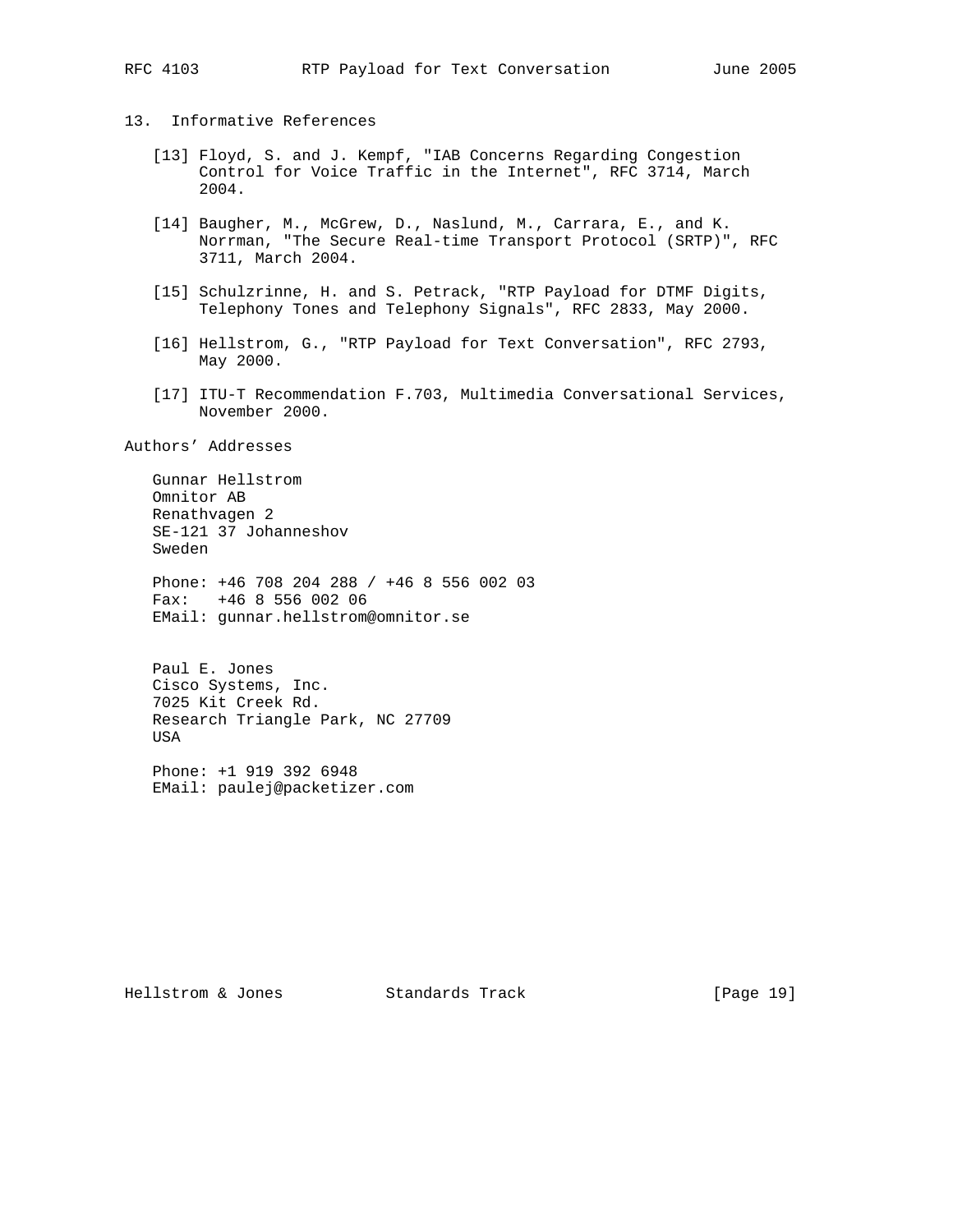## 13. Informative References

[13] Floyd, S. and J. Kempf, "IAB Concerns Regarding Congestion Control for Voice Traffic in the Internet", RFC 3714, March 2004.

[14] Baugher, M., McGrew, D., Naslund, M., Carrara, E., and K. Norrman, "The Secure Real-time Transport Protocol (SRTP)", RFC 3711, March 2004.

[15] Schulzrinne, H. and S. Petrack, "RTP Payload for DTMF Digits, Telephony Tones and Telephony Signals", RFC 2833, May 2000.

[16] Hellstrom, G., "RTP Payload for Text Conversation", RFC 2793, May 2000.

[17] ITU-T Recommendation F.703, Multimedia Conversational Services, November 2000.

## Authors' Addresses

Gunnar Hellstrom
Omnitor AB
Renathvagen 2
SE-121 37 Johanneshov
Sweden

Phone: +46 708 204 288 / +46 8 556 002 03
Fax: +46 8 556 002 06
EMail: gunnar.hellstrom@omnitor.se

Paul E. Jones
Cisco Systems, Inc.
7025 Kit Creek Rd.
Research Triangle Park, NC 27709
USA

Phone: +1 919 392 6948
EMail: paulej@packetizer.com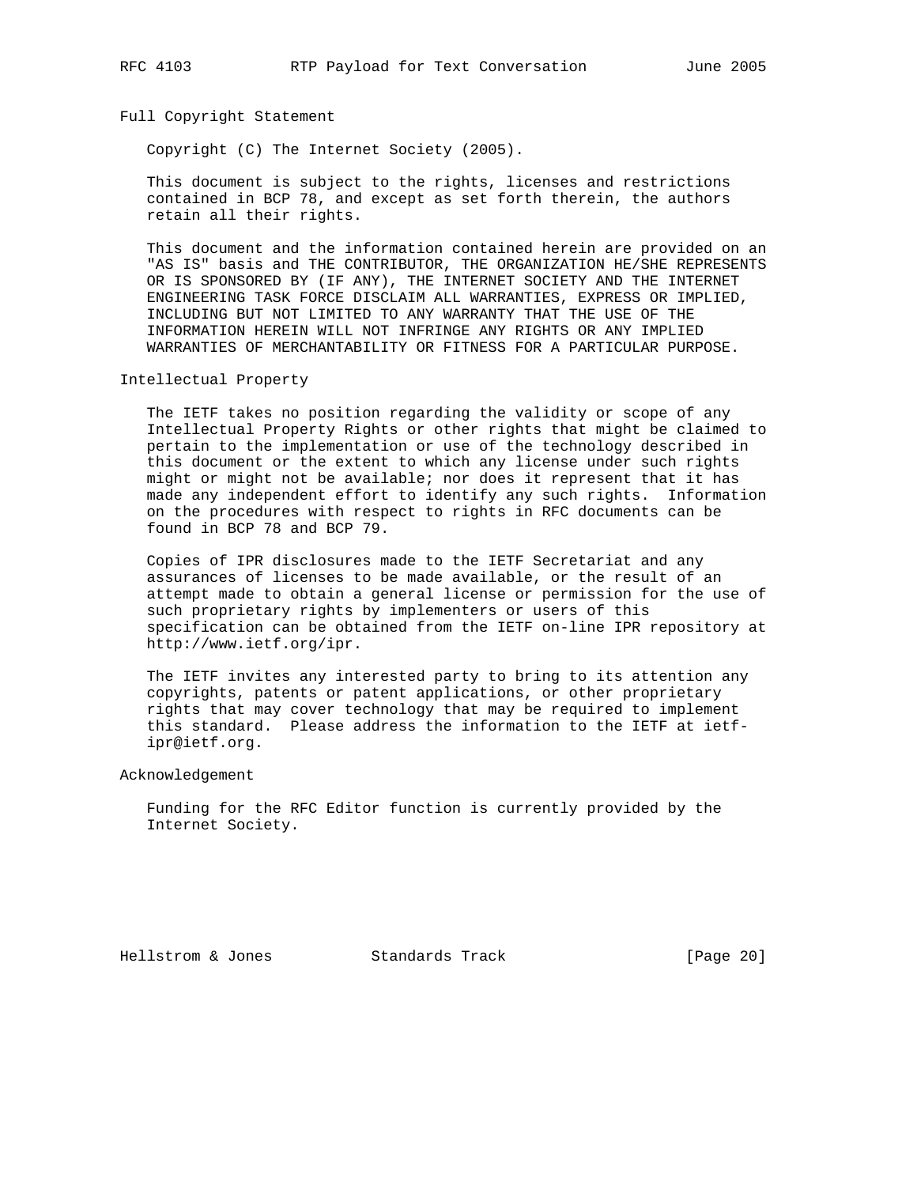## Full Copyright Statement

Copyright (C) The Internet Society (2005).

This document is subject to the rights, licenses and restrictions contained in BCP 78, and except as set forth therein, the authors retain all their rights.

This document and the information contained herein are provided on an "AS IS" basis and THE CONTRIBUTOR, THE ORGANIZATION HE/SHE REPRESENTS OR IS SPONSORED BY (IF ANY), THE INTERNET SOCIETY AND THE INTERNET ENGINEERING TASK FORCE DISCLAIM ALL WARRANTIES, EXPRESS OR IMPLIED, INCLUDING BUT NOT LIMITED TO ANY WARRANTY THAT THE USE OF THE INFORMATION HEREIN WILL NOT INFRINGE ANY RIGHTS OR ANY IMPLIED WARRANTIES OF MERCHANTABILITY OR FITNESS FOR A PARTICULAR PURPOSE.

## Intellectual Property

The IETF takes no position regarding the validity or scope of any Intellectual Property Rights or other rights that might be claimed to pertain to the implementation or use of the technology described in this document or the extent to which any license under such rights might or might not be available; nor does it represent that it has made any independent effort to identify any such rights. Information on the procedures with respect to rights in RFC documents can be found in BCP 78 and BCP 79.

Copies of IPR disclosures made to the IETF Secretariat and any assurances of licenses to be made available, or the result of an attempt made to obtain a general license or permission for the use of such proprietary rights by implementers or users of this specification can be obtained from the IETF on-line IPR repository at http://www.ietf.org/ipr.

The IETF invites any interested party to bring to its attention any copyrights, patents or patent applications, or other proprietary rights that may cover technology that may be required to implement this standard. Please address the information to the IETF at ietf-ipr@ietf.org.

## Acknowledgement

Funding for the RFC Editor function is currently provided by the Internet Society.